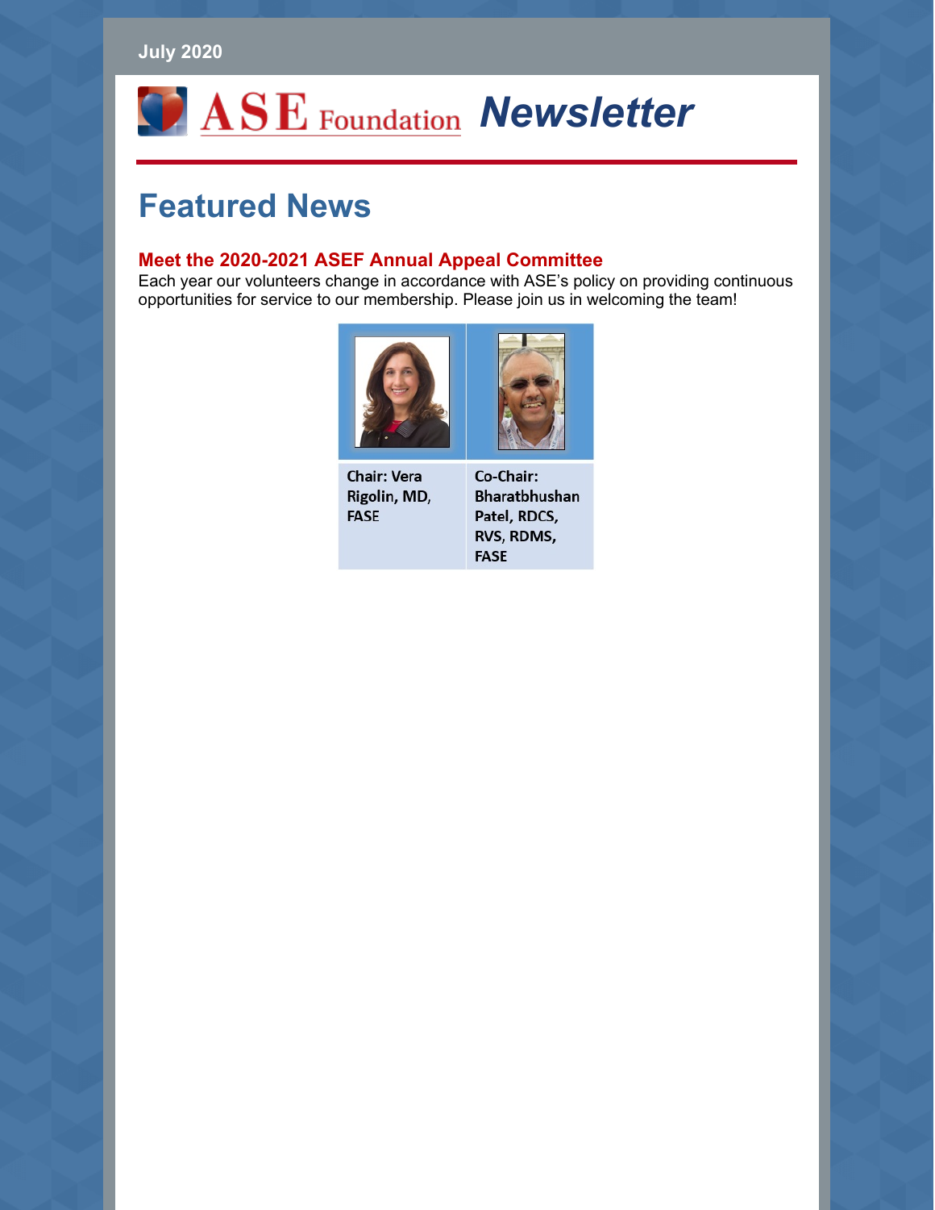July 2020

# ASE Foundation *Newsletter*

## Featured News

### Meet the 2020-2021 ASEF Annual Appeal Committee

Each year our volunteers change in accordance with ASE's policy on providing continuous opportunities for service to our membership. Please join us in welcoming the team!

| | |
|---|---|
| **Chair: Vera Rigolin, MD, FASE** | **Co-Chair: Bharatbhushan Patel, RDCS, RVS, RDMS, FASE** |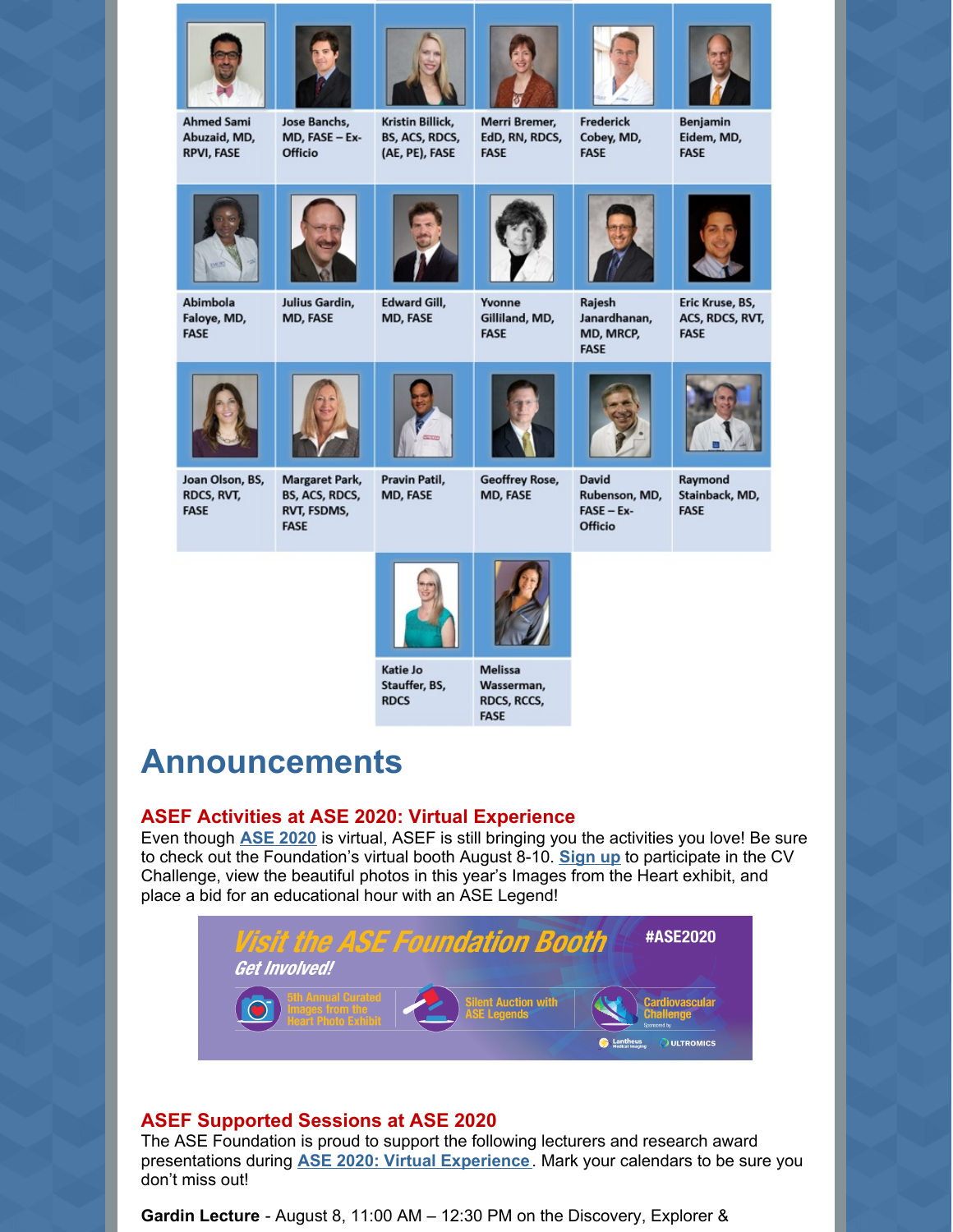| | | | | | |
|---|---|---|---|---|---|
| Ahmed Sami Abuzaid, MD, RPVI, FASE | Jose Banchs, MD, FASE – Ex-Officio | Kristin Billick, BS, ACS, RDCS, (AE, PE), FASE | Merri Bremer, EdD, RN, RDCS, FASE | Frederick Cobey, MD, FASE | Benjamin Eidem, MD, FASE |
| Abimbola Faloye, MD, FASE | Julius Gardin, MD, FASE | Edward Gill, MD, FASE | Yvonne Gilliland, MD, FASE | Rajesh Janardhanan, MD, MRCP, FASE | Eric Kruse, BS, ACS, RDCS, RVT, FASE |
| Joan Olson, BS, RDCS, RVT, FASE | Margaret Park, BS, ACS, RDCS, RVT, FSDMS, FASE | Pravin Patil, MD, FASE | Geoffrey Rose, MD, FASE | David Rubenson, MD, FASE – Ex-Officio | Raymond Stainback, MD, FASE |
| | | Katie Jo Stauffer, BS, RDCS | Melissa Wasserman, RDCS, RCCS, FASE | | |

# Announcements

### ASEF Activities at ASE 2020: Virtual Experience

Even though **ASE 2020** is virtual, ASEF is still bringing you the activities you love! Be sure to check out the Foundation's virtual booth August 8-10. **Sign up** to participate in the CV Challenge, view the beautiful photos in this year's Images from the Heart exhibit, and place a bid for an educational hour with an ASE Legend!

Visit the ASE Foundation Booth #ASE2020
Get Involved!
5th Annual Curated Images from the Heart Photo Exhibit | Silent Auction with ASE Legends | Cardiovascular Challenge Sponsored by Lantheus Medical Imaging, Ultromics

### ASEF Supported Sessions at ASE 2020

The ASE Foundation is proud to support the following lecturers and research award presentations during **ASE 2020: Virtual Experience**. Mark your calendars to be sure you don't miss out!

**Gardin Lecture** - August 8, 11:00 AM – 12:30 PM on the Discovery, Explorer &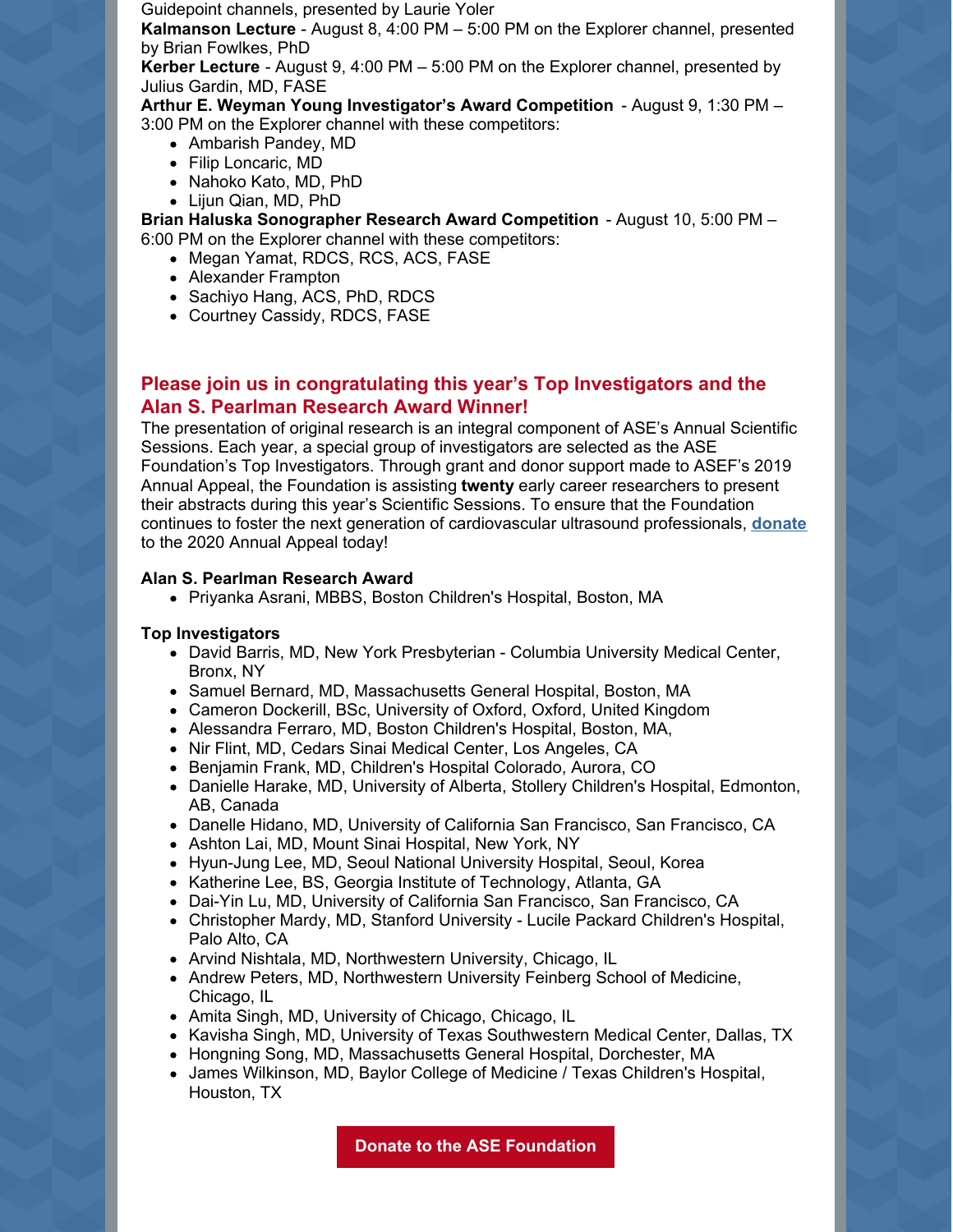Guidepoint channels, presented by Laurie Yoler

**Kalmanson Lecture** - August 8, 4:00 PM – 5:00 PM on the Explorer channel, presented by Brian Fowlkes, PhD

**Kerber Lecture** - August 9, 4:00 PM – 5:00 PM on the Explorer channel, presented by Julius Gardin, MD, FASE

**Arthur E. Weyman Young Investigator's Award Competition** - August 9, 1:30 PM – 3:00 PM on the Explorer channel with these competitors:

- Ambarish Pandey, MD
- Filip Loncaric, MD
- Nahoko Kato, MD, PhD
- Lijun Qian, MD, PhD

**Brian Haluska Sonographer Research Award Competition** - August 10, 5:00 PM – 6:00 PM on the Explorer channel with these competitors:

- Megan Yamat, RDCS, RCS, ACS, FASE
- Alexander Frampton
- Sachiyo Hang, ACS, PhD, RDCS
- Courtney Cassidy, RDCS, FASE

## Please join us in congratulating this year's Top Investigators and the Alan S. Pearlman Research Award Winner!

The presentation of original research is an integral component of ASE's Annual Scientific Sessions. Each year, a special group of investigators are selected as the ASE Foundation's Top Investigators. Through grant and donor support made to ASEF's 2019 Annual Appeal, the Foundation is assisting **twenty** early career researchers to present their abstracts during this year's Scientific Sessions. To ensure that the Foundation continues to foster the next generation of cardiovascular ultrasound professionals, **donate** to the 2020 Annual Appeal today!

**Alan S. Pearlman Research Award**

- Priyanka Asrani, MBBS, Boston Children's Hospital, Boston, MA

**Top Investigators**

- David Barris, MD, New York Presbyterian - Columbia University Medical Center, Bronx, NY
- Samuel Bernard, MD, Massachusetts General Hospital, Boston, MA
- Cameron Dockerill, BSc, University of Oxford, Oxford, United Kingdom
- Alessandra Ferraro, MD, Boston Children's Hospital, Boston, MA,
- Nir Flint, MD, Cedars Sinai Medical Center, Los Angeles, CA
- Benjamin Frank, MD, Children's Hospital Colorado, Aurora, CO
- Danielle Harake, MD, University of Alberta, Stollery Children's Hospital, Edmonton, AB, Canada
- Danelle Hidano, MD, University of California San Francisco, San Francisco, CA
- Ashton Lai, MD, Mount Sinai Hospital, New York, NY
- Hyun-Jung Lee, MD, Seoul National University Hospital, Seoul, Korea
- Katherine Lee, BS, Georgia Institute of Technology, Atlanta, GA
- Dai-Yin Lu, MD, University of California San Francisco, San Francisco, CA
- Christopher Mardy, MD, Stanford University - Lucile Packard Children's Hospital, Palo Alto, CA
- Arvind Nishtala, MD, Northwestern University, Chicago, IL
- Andrew Peters, MD, Northwestern University Feinberg School of Medicine, Chicago, IL
- Amita Singh, MD, University of Chicago, Chicago, IL
- Kavisha Singh, MD, University of Texas Southwestern Medical Center, Dallas, TX
- Hongning Song, MD, Massachusetts General Hospital, Dorchester, MA
- James Wilkinson, MD, Baylor College of Medicine / Texas Children's Hospital, Houston, TX

**Donate to the ASE Foundation**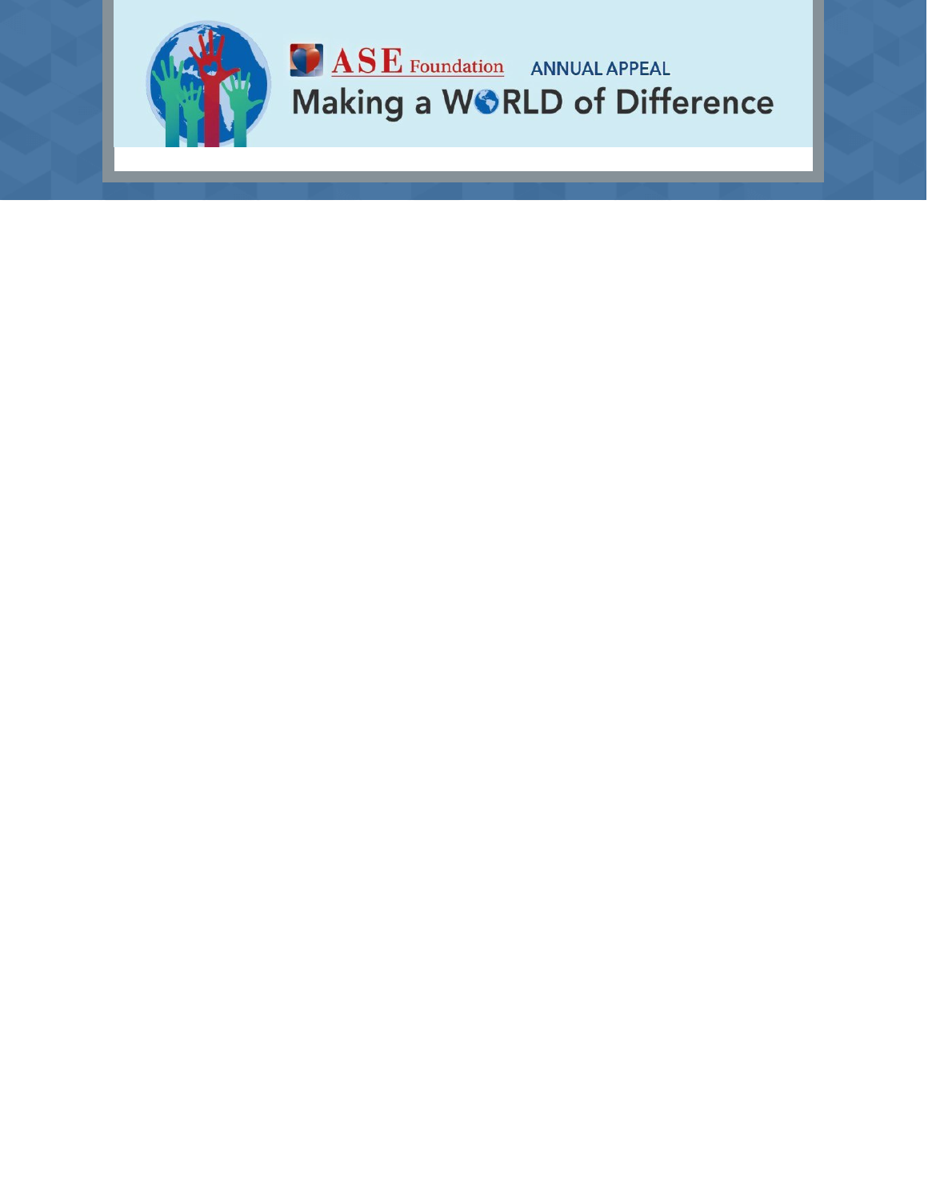ASE Foundation ANNUAL APPEAL

Making a WORLD of Difference